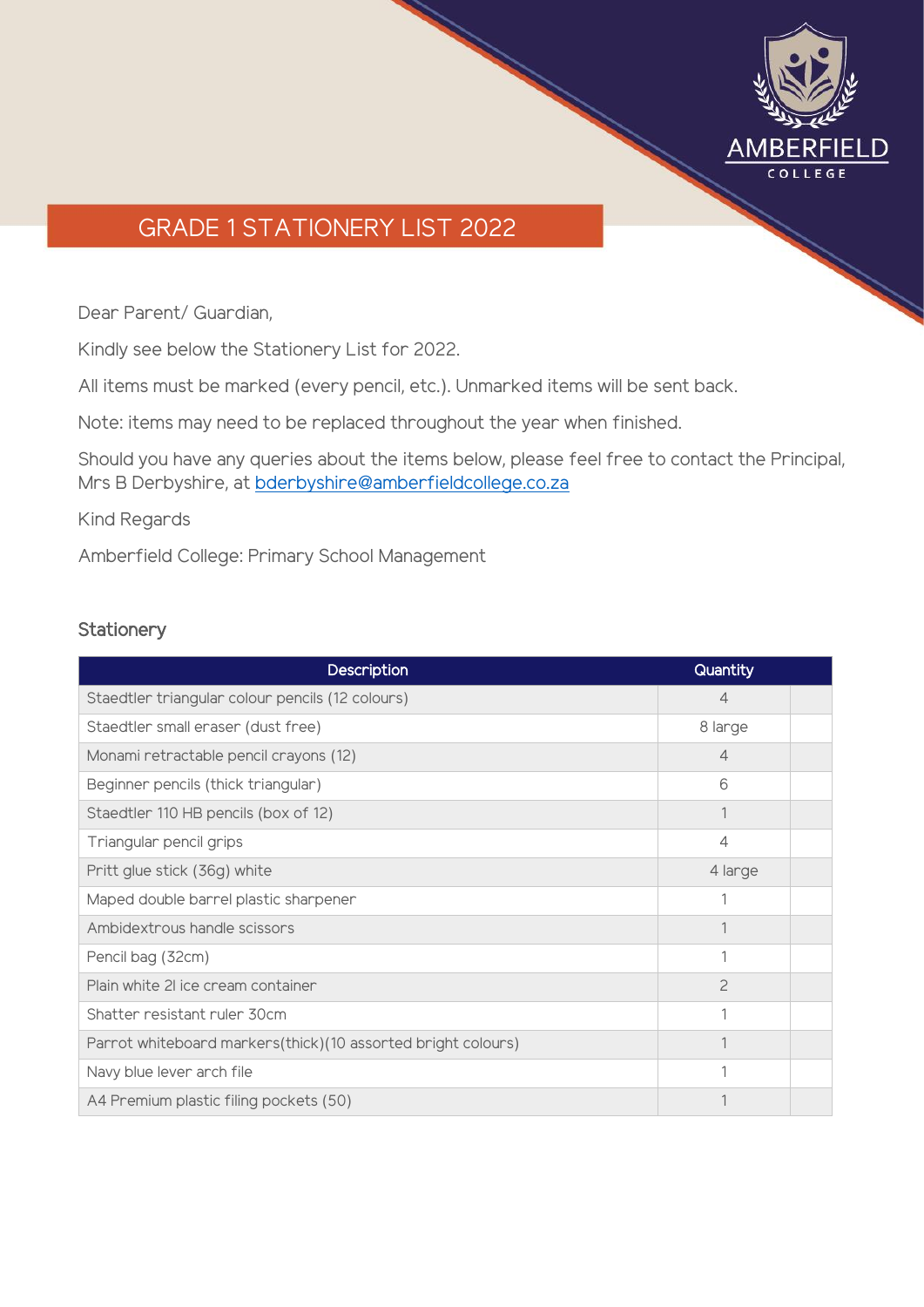AMBERFIELD COLLEGE

# GRADE 1 STATIONERY LIST 2022

Dear Parent/ Guardian,

Kindly see below the Stationery List for 2022.

All items must be marked (every pencil, etc.). Unmarked items will be sent back.

Note: items may need to be replaced throughout the year when finished.

Should you have any queries about the items below, please feel free to contact the Principal, Mrs B Derbyshire, at bderbyshire@amberfieldcollege.co.za

Kind Regards

Amberfield College: Primary School Management

## Stationery

| Description | Quantity | |
|---|---|---|
| Staedtler triangular colour pencils (12 colours) | 4 | |
| Staedtler small eraser (dust free) | 8 large | |
| Monami retractable pencil crayons (12) | 4 | |
| Beginner pencils (thick triangular) | 6 | |
| Staedtler 110 HB pencils (box of 12) | 1 | |
| Triangular pencil grips | 4 | |
| Pritt glue stick (36g) white | 4 large | |
| Maped double barrel plastic sharpener | 1 | |
| Ambidextrous handle scissors | 1 | |
| Pencil bag (32cm) | 1 | |
| Plain white 2l ice cream container | 2 | |
| Shatter resistant ruler 30cm | 1 | |
| Parrot whiteboard markers(thick)(10 assorted bright colours) | 1 | |
| Navy blue lever arch file | 1 | |
| A4 Premium plastic filing pockets (50) | 1 | |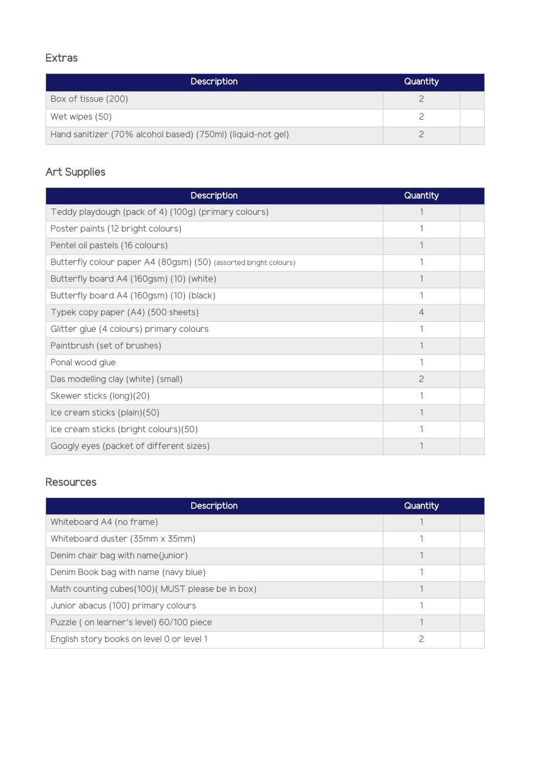## Extras

| Description | Quantity | |
|---|---|---|
| Box of tissue (200) | 2 | |
| Wet wipes (50) | 2 | |
| Hand sanitizer (70% alcohol based) (750ml) (liquid-not gel) | 2 | |

## Art Supplies

| Description | Quantity | |
|---|---|---|
| Teddy playdough (pack of 4) (100g) (primary colours) | 1 | |
| Poster paints (12 bright colours) | 1 | |
| Pentel oil pastels (16 colours) | 1 | |
| Butterfly colour paper A4 (80gsm) (50) (assorted bright colours) | 1 | |
| Butterfly board A4 (160gsm) (10) (white) | 1 | |
| Butterfly board A4 (160gsm) (10) (black) | 1 | |
| Typek copy paper (A4) (500 sheets) | 4 | |
| Glitter glue (4 colours) primary colours | 1 | |
| Paintbrush (set of brushes) | 1 | |
| Ponal wood glue | 1 | |
| Das modelling clay (white) (small) | 2 | |
| Skewer sticks (long)(20) | 1 | |
| Ice cream sticks (plain)(50) | 1 | |
| Ice cream sticks (bright colours)(50) | 1 | |
| Googly eyes (packet of different sizes) | 1 | |

## Resources

| Description | Quantity | |
|---|---|---|
| Whiteboard A4 (no frame) | 1 | |
| Whiteboard duster (35mm x 35mm) | 1 | |
| Denim chair bag with name(junior) | 1 | |
| Denim Book bag with name (navy blue) | 1 | |
| Math counting cubes(100)( MUST please be in box) | 1 | |
| Junior abacus (100) primary colours | 1 | |
| Puzzle ( on learner's level) 60/100 piece | 1 | |
| English story books on level 0 or level 1 | 2 | |